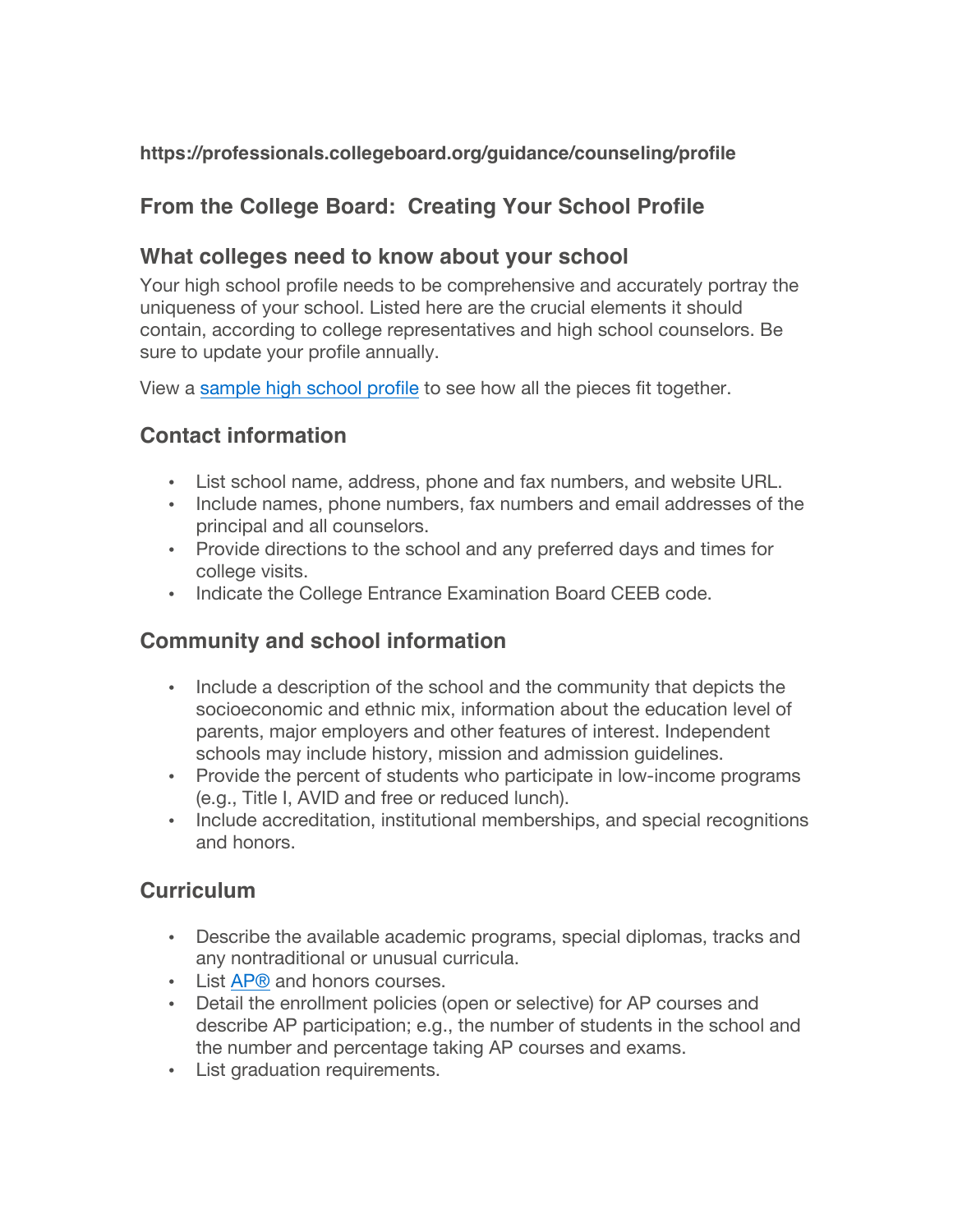**https://professionals.collegeboard.org/guidance/counseling/profile**

## From the College Board: Creating Your School Profile

### What colleges need to know about your school

Your high school profile needs to be comprehensive and accurately portray the uniqueness of your school. Listed here are the crucial elements it should contain, according to college representatives and high school counselors. Be sure to update your profile annually.

View a sample high school profile to see how all the pieces fit together.

### Contact information

- List school name, address, phone and fax numbers, and website URL.
- Include names, phone numbers, fax numbers and email addresses of the principal and all counselors.
- Provide directions to the school and any preferred days and times for college visits.
- Indicate the College Entrance Examination Board CEEB code.

### Community and school information

- Include a description of the school and the community that depicts the socioeconomic and ethnic mix, information about the education level of parents, major employers and other features of interest. Independent schools may include history, mission and admission guidelines.
- Provide the percent of students who participate in low-income programs (e.g., Title I, AVID and free or reduced lunch).
- Include accreditation, institutional memberships, and special recognitions and honors.

### Curriculum

- Describe the available academic programs, special diplomas, tracks and any nontraditional or unusual curricula.
- List AP® and honors courses.
- Detail the enrollment policies (open or selective) for AP courses and describe AP participation; e.g., the number of students in the school and the number and percentage taking AP courses and exams.
- List graduation requirements.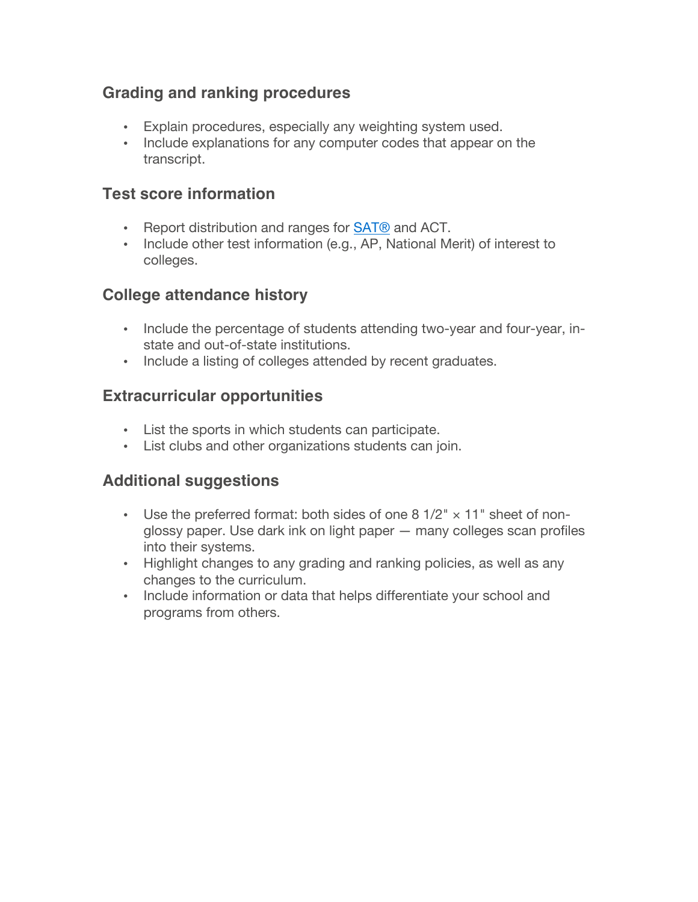## Grading and ranking procedures

- Explain procedures, especially any weighting system used.
- Include explanations for any computer codes that appear on the transcript.

## Test score information

- Report distribution and ranges for SAT® and ACT.
- Include other test information (e.g., AP, National Merit) of interest to colleges.

## College attendance history

- Include the percentage of students attending two-year and four-year, in-state and out-of-state institutions.
- Include a listing of colleges attended by recent graduates.

## Extracurricular opportunities

- List the sports in which students can participate.
- List clubs and other organizations students can join.

## Additional suggestions

- Use the preferred format: both sides of one 8 1/2" × 11" sheet of non-glossy paper. Use dark ink on light paper — many colleges scan profiles into their systems.
- Highlight changes to any grading and ranking policies, as well as any changes to the curriculum.
- Include information or data that helps differentiate your school and programs from others.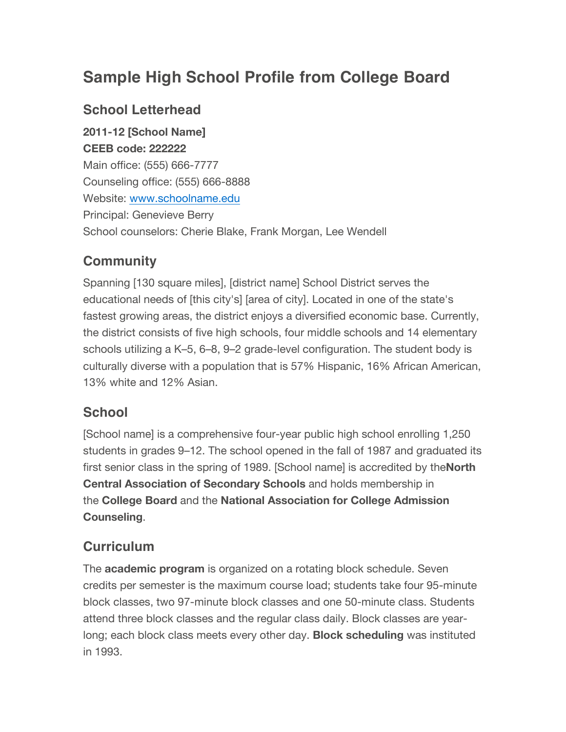# Sample High School Profile from College Board

## School Letterhead

**2011-12 [School Name]**
**CEEB code: 222222**
Main office: (555) 666-7777
Counseling office: (555) 666-8888
Website: www.schoolname.edu
Principal: Genevieve Berry
School counselors: Cherie Blake, Frank Morgan, Lee Wendell

## Community

Spanning [130 square miles], [district name] School District serves the educational needs of [this city's] [area of city]. Located in one of the state's fastest growing areas, the district enjoys a diversified economic base. Currently, the district consists of five high schools, four middle schools and 14 elementary schools utilizing a K–5, 6–8, 9–2 grade-level configuration. The student body is culturally diverse with a population that is 57% Hispanic, 16% African American, 13% white and 12% Asian.

## School

[School name] is a comprehensive four-year public high school enrolling 1,250 students in grades 9–12. The school opened in the fall of 1987 and graduated its first senior class in the spring of 1989. [School name] is accredited by the**North Central Association of Secondary Schools** and holds membership in the **College Board** and the **National Association for College Admission Counseling**.

## Curriculum

The **academic program** is organized on a rotating block schedule. Seven credits per semester is the maximum course load; students take four 95-minute block classes, two 97-minute block classes and one 50-minute class. Students attend three block classes and the regular class daily. Block classes are year-long; each block class meets every other day. **Block scheduling** was instituted in 1993.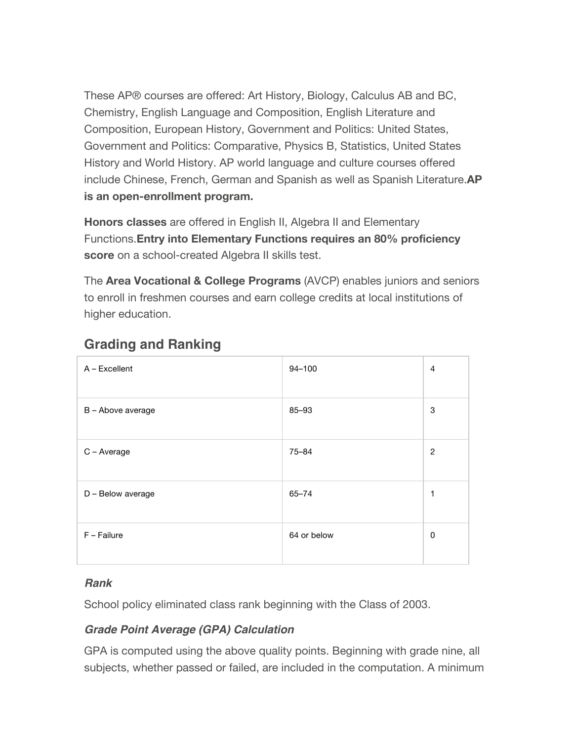These AP® courses are offered: Art History, Biology, Calculus AB and BC, Chemistry, English Language and Composition, English Literature and Composition, European History, Government and Politics: United States, Government and Politics: Comparative, Physics B, Statistics, United States History and World History. AP world language and culture courses offered include Chinese, French, German and Spanish as well as Spanish Literature.**AP is an open-enrollment program.**

**Honors classes** are offered in English II, Algebra II and Elementary Functions.**Entry into Elementary Functions requires an 80% proficiency score** on a school-created Algebra II skills test.

The **Area Vocational & College Programs** (AVCP) enables juniors and seniors to enroll in freshmen courses and earn college credits at local institutions of higher education.

## Grading and Ranking

| | | |
|---|---|---|
| A – Excellent | 94–100 | 4 |
| B – Above average | 85–93 | 3 |
| C – Average | 75–84 | 2 |
| D – Below average | 65–74 | 1 |
| F – Failure | 64 or below | 0 |

### *Rank*

School policy eliminated class rank beginning with the Class of 2003.

### *Grade Point Average (GPA) Calculation*

GPA is computed using the above quality points. Beginning with grade nine, all subjects, whether passed or failed, are included in the computation. A minimum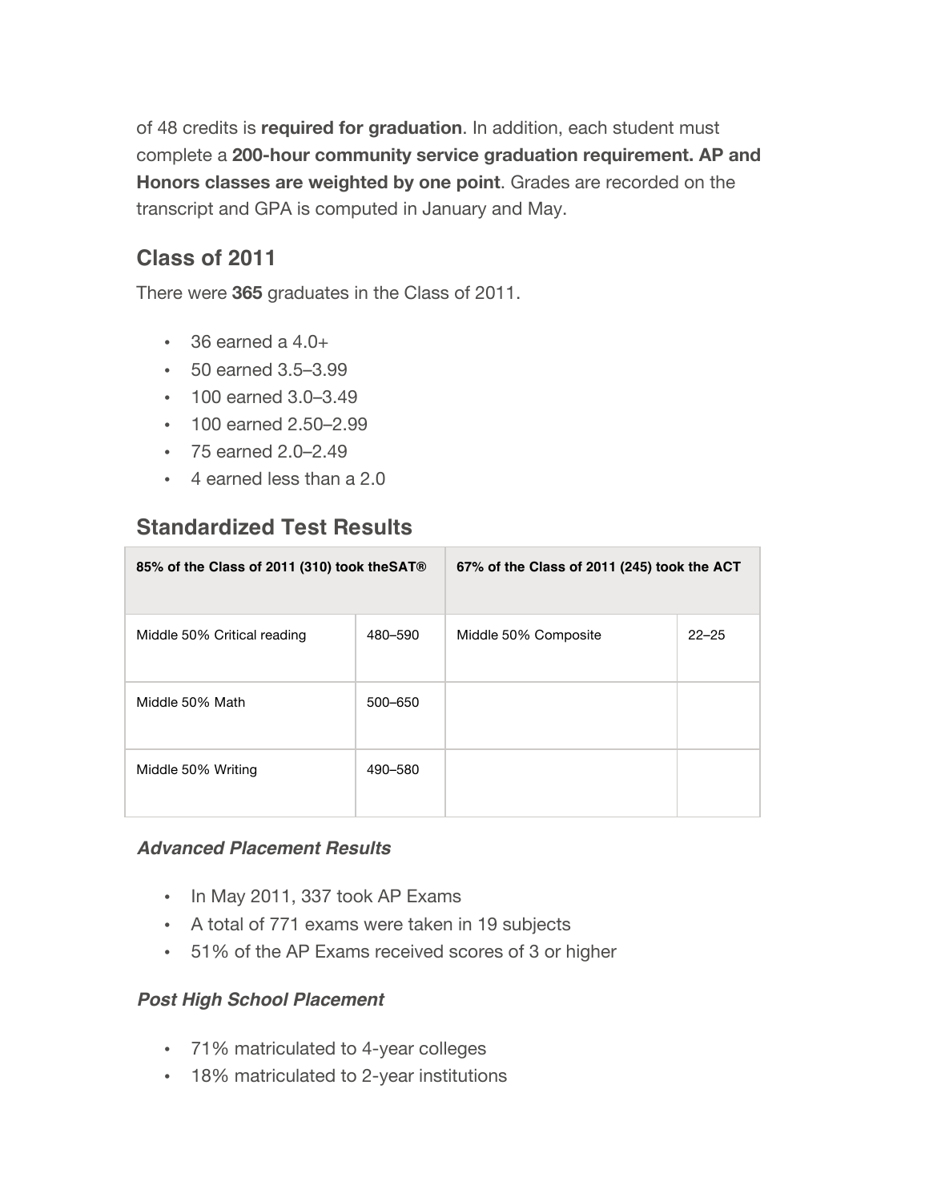of 48 credits is **required for graduation**. In addition, each student must complete a **200-hour community service graduation requirement. AP and Honors classes are weighted by one point**. Grades are recorded on the transcript and GPA is computed in January and May.

## Class of 2011

There were **365** graduates in the Class of 2011.

- 36 earned a 4.0+
- 50 earned 3.5–3.99
- 100 earned 3.0–3.49
- 100 earned 2.50–2.99
- 75 earned 2.0–2.49
- 4 earned less than a 2.0

## Standardized Test Results

| 85% of the Class of 2011 (310) took theSAT® | | 67% of the Class of 2011 (245) took the ACT | |
|---|---|---|---|
| Middle 50% Critical reading | 480–590 | Middle 50% Composite | 22–25 |
| Middle 50% Math | 500–650 | | |
| Middle 50% Writing | 490–580 | | |

### *Advanced Placement Results*

- In May 2011, 337 took AP Exams
- A total of 771 exams were taken in 19 subjects
- 51% of the AP Exams received scores of 3 or higher

### *Post High School Placement*

- 71% matriculated to 4-year colleges
- 18% matriculated to 2-year institutions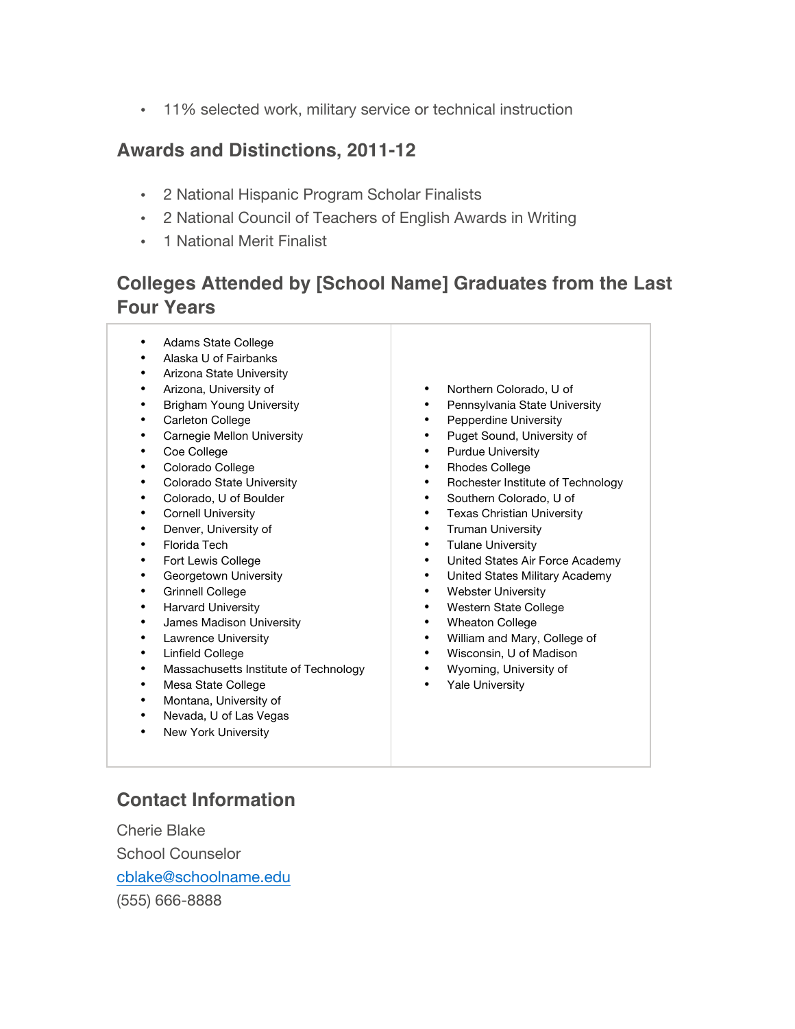- 11% selected work, military service or technical instruction

## Awards and Distinctions, 2011-12

- 2 National Hispanic Program Scholar Finalists
- 2 National Council of Teachers of English Awards in Writing
- 1 National Merit Finalist

## Colleges Attended by [School Name] Graduates from the Last Four Years

- Adams State College
- Alaska U of Fairbanks
- Arizona State University
- Arizona, University of
- Brigham Young University
- Carleton College
- Carnegie Mellon University
- Coe College
- Colorado College
- Colorado State University
- Colorado, U of Boulder
- Cornell University
- Denver, University of
- Florida Tech
- Fort Lewis College
- Georgetown University
- Grinnell College
- Harvard University
- James Madison University
- Lawrence University
- Linfield College
- Massachusetts Institute of Technology
- Mesa State College
- Montana, University of
- Nevada, U of Las Vegas
- New York University
- Northern Colorado, U of
- Pennsylvania State University
- Pepperdine University
- Puget Sound, University of
- Purdue University
- Rhodes College
- Rochester Institute of Technology
- Southern Colorado, U of
- Texas Christian University
- Truman University
- Tulane University
- United States Air Force Academy
- United States Military Academy
- Webster University
- Western State College
- Wheaton College
- William and Mary, College of
- Wisconsin, U of Madison
- Wyoming, University of
- Yale University

## Contact Information

Cherie Blake
School Counselor
cblake@schoolname.edu
(555) 666-8888